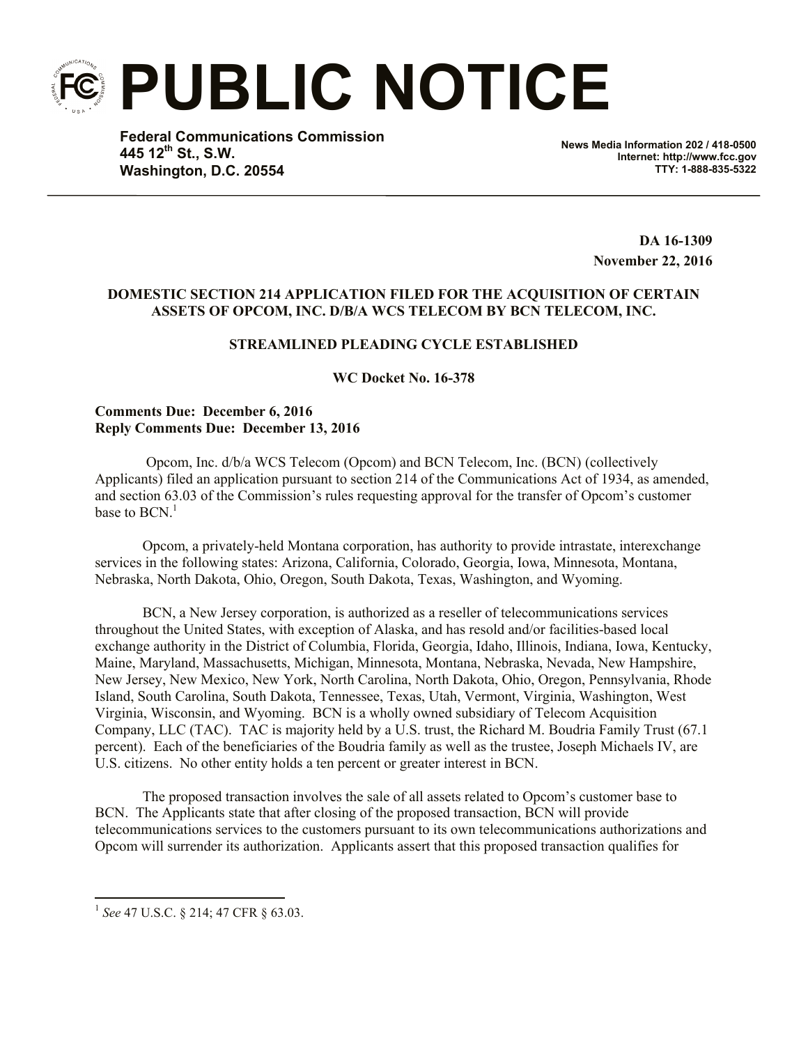# PUBLIC NOTICE

**Federal Communications Commission**
**445 12th St., S.W.**
**Washington, D.C. 20554**

**News Media Information 202 / 418-0500**
**Internet: http://www.fcc.gov**
**TTY: 1-888-835-5322**

**DA 16-1309**
**November 22, 2016**

**DOMESTIC SECTION 214 APPLICATION FILED FOR THE ACQUISITION OF CERTAIN ASSETS OF OPCOM, INC. D/B/A WCS TELECOM BY BCN TELECOM, INC.**

**STREAMLINED PLEADING CYCLE ESTABLISHED**

**WC Docket No. 16-378**

**Comments Due: December 6, 2016**
**Reply Comments Due: December 13, 2016**

Opcom, Inc. d/b/a WCS Telecom (Opcom) and BCN Telecom, Inc. (BCN) (collectively Applicants) filed an application pursuant to section 214 of the Communications Act of 1934, as amended, and section 63.03 of the Commission's rules requesting approval for the transfer of Opcom's customer base to BCN.[1]

Opcom, a privately-held Montana corporation, has authority to provide intrastate, interexchange services in the following states: Arizona, California, Colorado, Georgia, Iowa, Minnesota, Montana, Nebraska, North Dakota, Ohio, Oregon, South Dakota, Texas, Washington, and Wyoming.

BCN, a New Jersey corporation, is authorized as a reseller of telecommunications services throughout the United States, with exception of Alaska, and has resold and/or facilities-based local exchange authority in the District of Columbia, Florida, Georgia, Idaho, Illinois, Indiana, Iowa, Kentucky, Maine, Maryland, Massachusetts, Michigan, Minnesota, Montana, Nebraska, Nevada, New Hampshire, New Jersey, New Mexico, New York, North Carolina, North Dakota, Ohio, Oregon, Pennsylvania, Rhode Island, South Carolina, South Dakota, Tennessee, Texas, Utah, Vermont, Virginia, Washington, West Virginia, Wisconsin, and Wyoming. BCN is a wholly owned subsidiary of Telecom Acquisition Company, LLC (TAC). TAC is majority held by a U.S. trust, the Richard M. Boudria Family Trust (67.1 percent). Each of the beneficiaries of the Boudria family as well as the trustee, Joseph Michaels IV, are U.S. citizens. No other entity holds a ten percent or greater interest in BCN.

The proposed transaction involves the sale of all assets related to Opcom's customer base to BCN. The Applicants state that after closing of the proposed transaction, BCN will provide telecommunications services to the customers pursuant to its own telecommunications authorizations and Opcom will surrender its authorization. Applicants assert that this proposed transaction qualifies for

[1] *See* 47 U.S.C. § 214; 47 CFR § 63.03.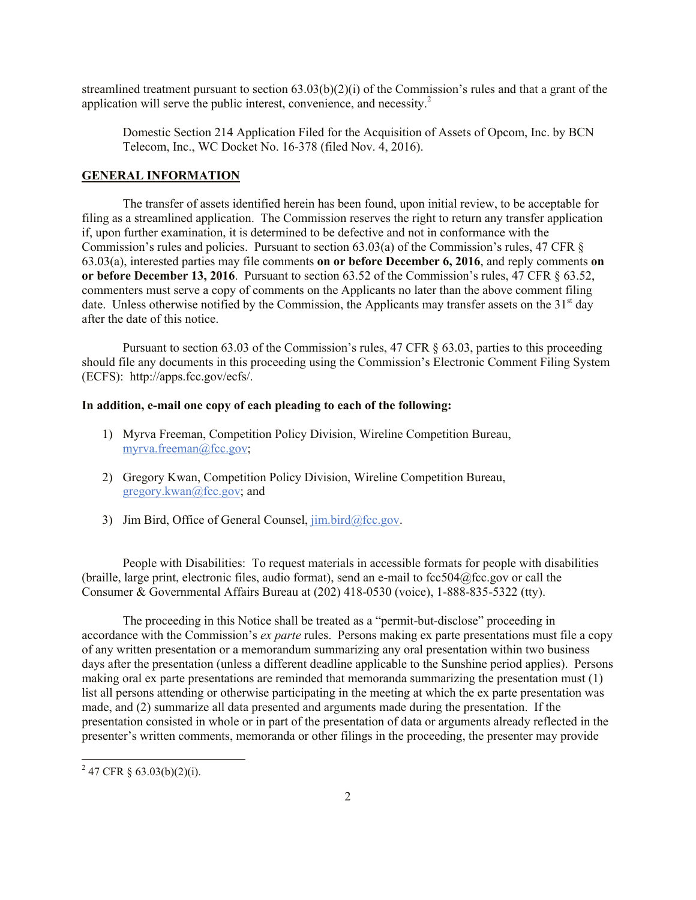streamlined treatment pursuant to section 63.03(b)(2)(i) of the Commission's rules and that a grant of the application will serve the public interest, convenience, and necessity.[2]

Domestic Section 214 Application Filed for the Acquisition of Assets of Opcom, Inc. by BCN Telecom, Inc., WC Docket No. 16-378 (filed Nov. 4, 2016).

**GENERAL INFORMATION**

The transfer of assets identified herein has been found, upon initial review, to be acceptable for filing as a streamlined application. The Commission reserves the right to return any transfer application if, upon further examination, it is determined to be defective and not in conformance with the Commission's rules and policies. Pursuant to section 63.03(a) of the Commission's rules, 47 CFR § 63.03(a), interested parties may file comments **on or before December 6, 2016**, and reply comments **on or before December 13, 2016**. Pursuant to section 63.52 of the Commission's rules, 47 CFR § 63.52, commenters must serve a copy of comments on the Applicants no later than the above comment filing date. Unless otherwise notified by the Commission, the Applicants may transfer assets on the 31st day after the date of this notice.

Pursuant to section 63.03 of the Commission's rules, 47 CFR § 63.03, parties to this proceeding should file any documents in this proceeding using the Commission's Electronic Comment Filing System (ECFS): http://apps.fcc.gov/ecfs/.

**In addition, e-mail one copy of each pleading to each of the following:**

1) Myrva Freeman, Competition Policy Division, Wireline Competition Bureau, myrva.freeman@fcc.gov;

2) Gregory Kwan, Competition Policy Division, Wireline Competition Bureau, gregory.kwan@fcc.gov; and

3) Jim Bird, Office of General Counsel, jim.bird@fcc.gov.

People with Disabilities: To request materials in accessible formats for people with disabilities (braille, large print, electronic files, audio format), send an e-mail to fcc504@fcc.gov or call the Consumer & Governmental Affairs Bureau at (202) 418-0530 (voice), 1-888-835-5322 (tty).

The proceeding in this Notice shall be treated as a "permit-but-disclose" proceeding in accordance with the Commission's *ex parte* rules. Persons making ex parte presentations must file a copy of any written presentation or a memorandum summarizing any oral presentation within two business days after the presentation (unless a different deadline applicable to the Sunshine period applies). Persons making oral ex parte presentations are reminded that memoranda summarizing the presentation must (1) list all persons attending or otherwise participating in the meeting at which the ex parte presentation was made, and (2) summarize all data presented and arguments made during the presentation. If the presentation consisted in whole or in part of the presentation of data or arguments already reflected in the presenter's written comments, memoranda or other filings in the proceeding, the presenter may provide

[2] 47 CFR § 63.03(b)(2)(i).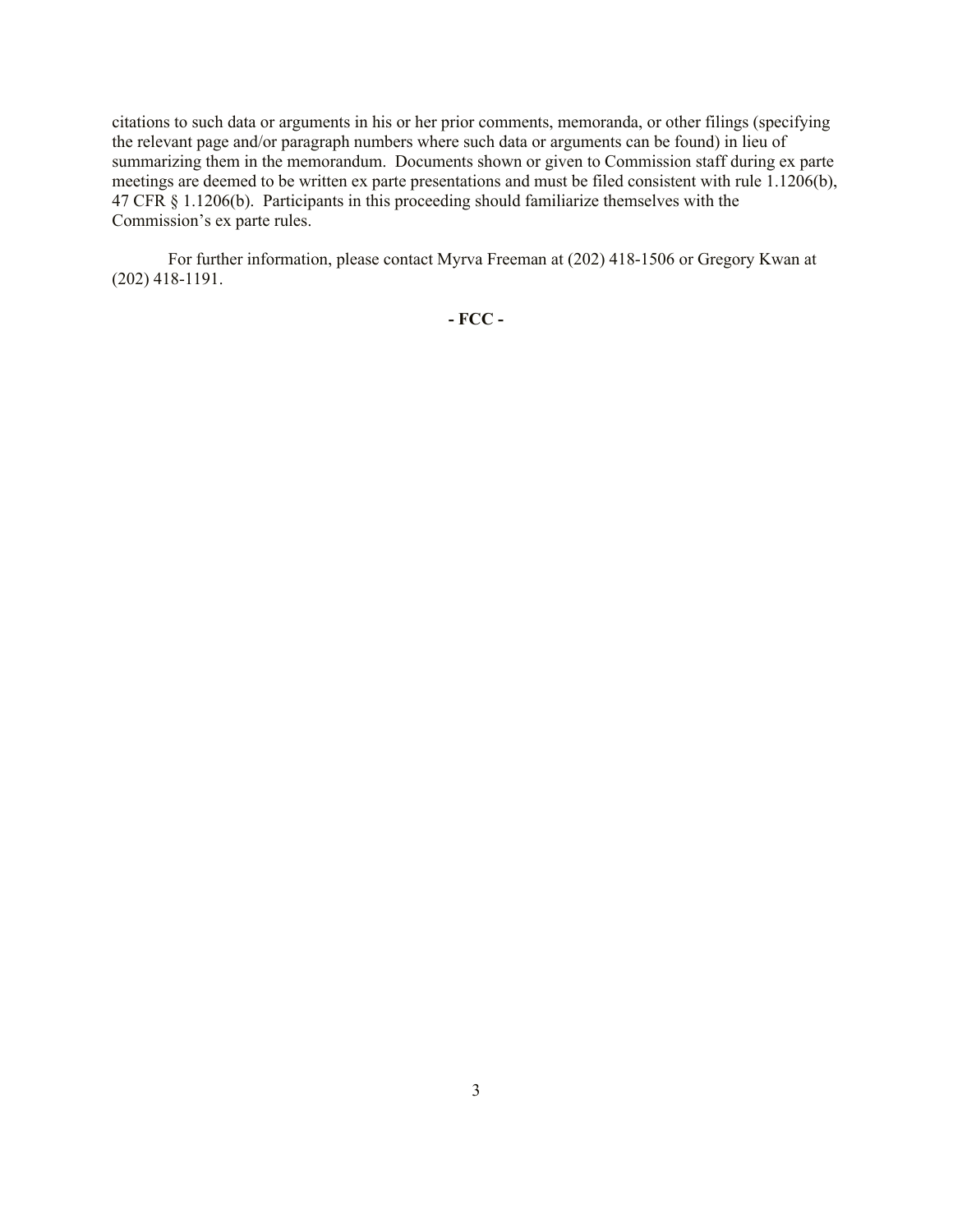citations to such data or arguments in his or her prior comments, memoranda, or other filings (specifying the relevant page and/or paragraph numbers where such data or arguments can be found) in lieu of summarizing them in the memorandum. Documents shown or given to Commission staff during ex parte meetings are deemed to be written ex parte presentations and must be filed consistent with rule 1.1206(b), 47 CFR § 1.1206(b). Participants in this proceeding should familiarize themselves with the Commission's ex parte rules.

For further information, please contact Myrva Freeman at (202) 418-1506 or Gregory Kwan at (202) 418-1191.

**- FCC -**